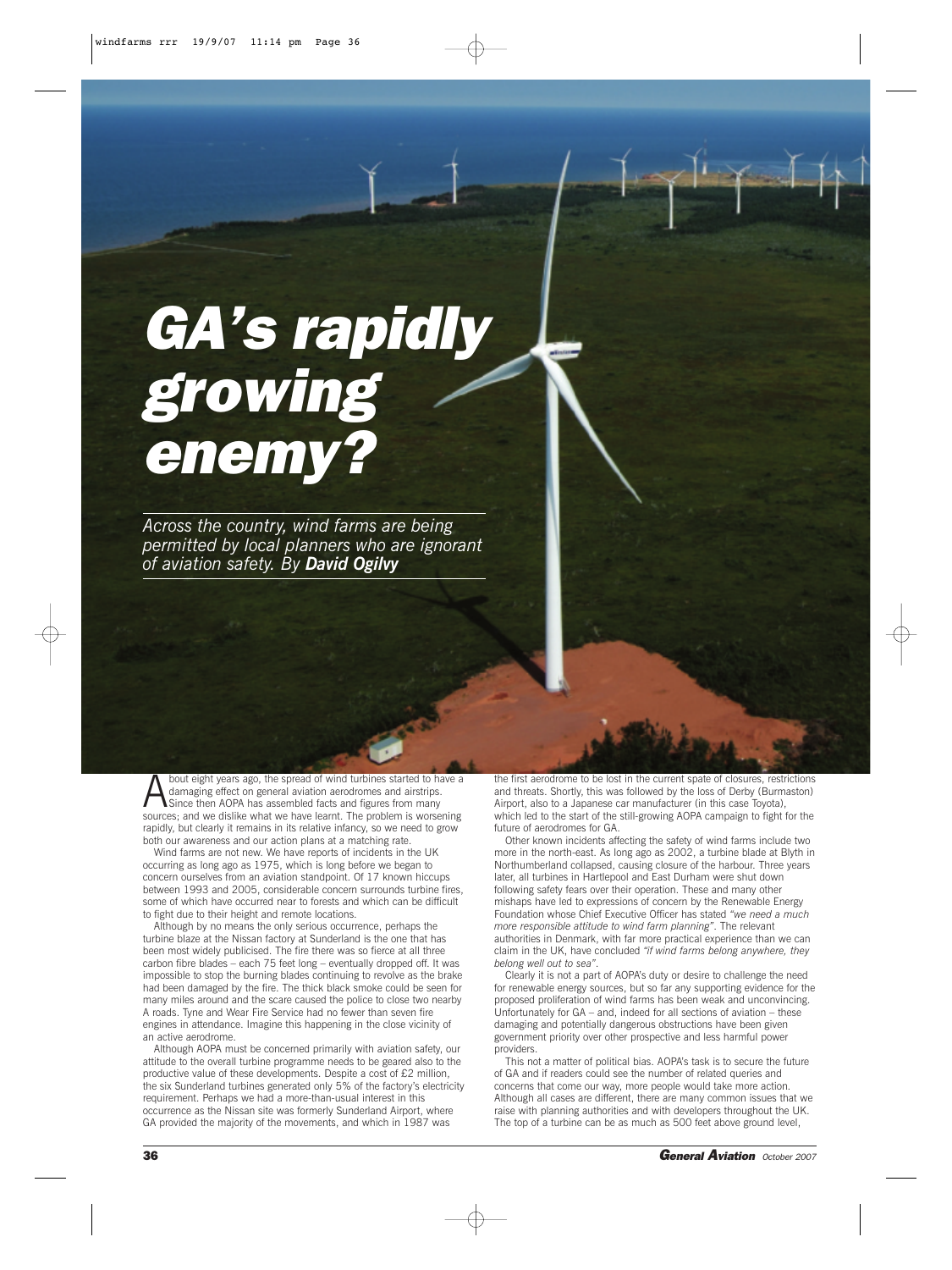# GA's rapidly growing enemy?

*Across the country, wind farms are being permitted by local planners who are ignorant of aviation safety. By **David Ogilvy***

About eight years ago, the spread of wind turbines started to have a damaging effect on general aviation aerodromes and airstrips. Since then AOPA has assembled facts and figures from many sources; and we dislike what we have learnt. The problem is worsening rapidly, but clearly it remains in its relative infancy, so we need to grow both our awareness and our action plans at a matching rate.

Wind farms are not new. We have reports of incidents in the UK occurring as long ago as 1975, which is long before we began to concern ourselves from an aviation standpoint. Of 17 known hiccups between 1993 and 2005, considerable concern surrounds turbine fires, some of which have occurred near to forests and which can be difficult to fight due to their height and remote locations.

Although by no means the only serious occurrence, perhaps the turbine blaze at the Nissan factory at Sunderland is the one that has been most widely publicised. The fire there was so fierce at all three carbon fibre blades – each 75 feet long – eventually dropped off. It was impossible to stop the burning blades continuing to revolve as the brake had been damaged by the fire. The thick black smoke could be seen for many miles around and the scare caused the police to close two nearby A roads. Tyne and Wear Fire Service had no fewer than seven fire engines in attendance. Imagine this happening in the close vicinity of an active aerodrome.

Although AOPA must be concerned primarily with aviation safety, our attitude to the overall turbine programme needs to be geared also to the productive value of these developments. Despite a cost of £2 million, the six Sunderland turbines generated only 5% of the factory's electricity requirement. Perhaps we had a more-than-usual interest in this occurrence as the Nissan site was formerly Sunderland Airport, where GA provided the majority of the movements, and which in 1987 was the first aerodrome to be lost in the current spate of closures, restrictions and threats. Shortly, this was followed by the loss of Derby (Burmaston) Airport, also to a Japanese car manufacturer (in this case Toyota), which led to the start of the still-growing AOPA campaign to fight for the future of aerodromes for GA.

Other known incidents affecting the safety of wind farms include two more in the north-east. As long ago as 2002, a turbine blade at Blyth in Northumberland collapsed, causing closure of the harbour. Three years later, all turbines in Hartlepool and East Durham were shut down following safety fears over their operation. These and many other mishaps have led to expressions of concern by the Renewable Energy Foundation whose Chief Executive Officer has stated *"we need a much more responsible attitude to wind farm planning"*. The relevant authorities in Denmark, with far more practical experience than we can claim in the UK, have concluded *"if wind farms belong anywhere, they belong well out to sea"*.

Clearly it is not a part of AOPA's duty or desire to challenge the need for renewable energy sources, but so far any supporting evidence for the proposed proliferation of wind farms has been weak and unconvincing. Unfortunately for GA – and, indeed for all sections of aviation – these damaging and potentially dangerous obstructions have been given government priority over other prospective and less harmful power providers.

This not a matter of political bias. AOPA's task is to secure the future of GA and if readers could see the number of related queries and concerns that come our way, more people would take more action. Although all cases are different, there are many common issues that we raise with planning authorities and with developers throughout the UK. The top of a turbine can be as much as 500 feet above ground level,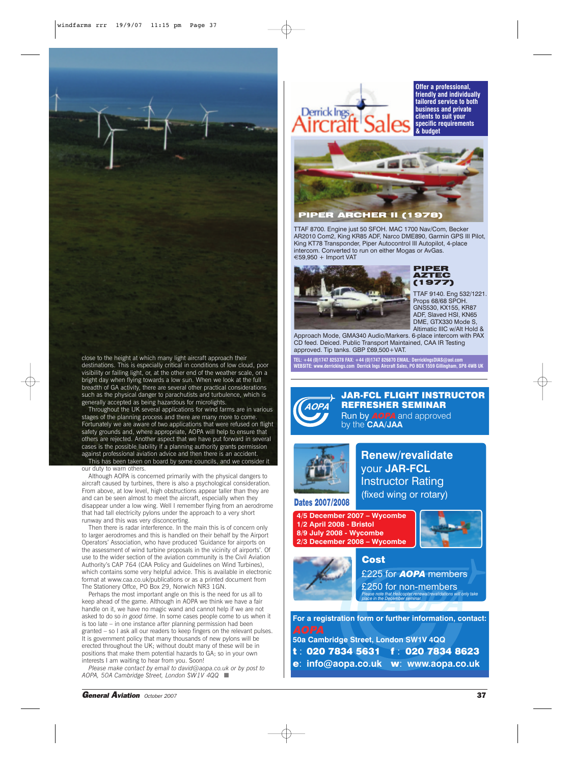close to the height at which many light aircraft approach their destinations. This is especially critical in conditions of low cloud, poor visibility or failing light, or, at the other end of the weather scale, on a bright day when flying towards a low sun. When we look at the full breadth of GA activity, there are several other practical considerations such as the physical danger to parachutists and turbulence, which is generally accepted as being hazardous for microlights.

Throughout the UK several applications for wind farms are in various stages of the planning process and there are many more to come. Fortunately we are aware of two applications that were refused on flight safety grounds and, where appropriate, AOPA will help to ensure that others are rejected. Another aspect that we have put forward in several cases is the possible liability if a planning authority grants permission against professional aviation advice and then there is an accident.

This has been taken on board by some councils, and we consider it our duty to warn others.

Although AOPA is concerned primarily with the physical dangers to aircraft caused by turbines, there is also a psychological consideration. From above, at low level, high obstructions appear taller than they are and can be seen almost to meet the aircraft, especially when they disappear under a low wing. Well I remember flying from an aerodrome that had tall electricity pylons under the approach to a very short runway and this was very disconcerting.

Then there is radar interference. In the main this is of concern only to larger aerodromes and this is handled on their behalf by the Airport Operators' Association, who have produced 'Guidance for airports on the assessment of wind turbine proposals in the vicinity of airports'. Of use to the wider section of the aviation community is the Civil Aviation Authority's CAP 764 (CAA Policy and Guidelines on Wind Turbines), which contains some very helpful advice. This is available in electronic format at www.caa.co.uk/publications or as a printed document from The Stationery Offce, PO Box 29, Norwich NR3 1GN.

Perhaps the most important angle on this is the need for us all to keep ahead of the game. Although in AOPA we think we have a fair handle on it, we have no magic wand and cannot help if we are not asked to do so *in good time*. In some cases people come to us when it is too late – in one instance *after* planning permission had been granted – so I ask all our readers to keep fingers on the relevant pulses. It is government policy that many thousands of new pylons will be erected throughout the UK; without doubt many of these will be in positions that make them potential hazards to GA; so in your own interests I am waiting to hear from you. Soon!

*Please make contact by email to david@aopa.co.uk or by post to AOPA, 50A Cambridge Street, London SW1V 4QQ* ■

---

## Derrick Ings Aircraft Sales

**Offer a professional, friendly and individually tailored service to both business and private clients to suit your specific requirements & budget**

### PIPER ARCHER II (1978)

TTAF 8700. Engine just 50 SFOH. MAC 1700 Nav/Com, Becker AR2010 Com2, King KR85 ADF, Narco DME890, Garmin GPS III Pilot, King KT78 Transponder, Piper Autocontrol III Autopilot, 4-place intercom. Converted to run on either Mogas or AvGas.
€59,950 + Import VAT

### PIPER AZTEC (1977)

TTAF 9140. Eng 532/1221. Props 68/68 SPOH. GNS530, KX155, KR87 ADF, Slaved HSI, KN65 DME, GTX330 Mode S, Altimatic IIIC w/Alt Hold & Approach Mode, GMA340 Audio/Markers. 6-place intercom with PAX CD feed. Deiced. Public Transport Maintained, CAA IR Testing approved. Tip tanks. GBP £69,500+VAT.

TEL: +44 (0)1747 825378 FAX: +44 (0)1747 826870 EMAIL: DerrickIngsDIAS@aol.com
WEBSITE: www.derrickings.com Derrick Ings Aircraft Sales, PO BOX 1559 Gillingham, SP8 4WB UK

---

## JAR-FCL FLIGHT INSTRUCTOR REFRESHER SEMINAR

Run by **AOPA** and approved by the **CAA/JAA**

### Renew/revalidate your JAR-FCL Instructor Rating (fixed wing or rotary)

**Dates 2007/2008**

- **4/5 December 2007 – Wycombe**
- **1/2 April 2008 - Bristol**
- **8/9 July 2008 - Wycombe**
- **2/3 December 2008 – Wycombe**

### Cost

£225 for ***AOPA*** members
£250 for non-members

*Please note that Helicopter renewal/revalidations will only take place in the December seminar.*

**For a registration form or further information, contact:**
***AOPA***
**50a Cambridge Street, London SW1V 4QQ**
**t: 020 7834 5631 f: 020 7834 8623**
**e: info@aopa.co.uk w: www.aopa.co.uk**